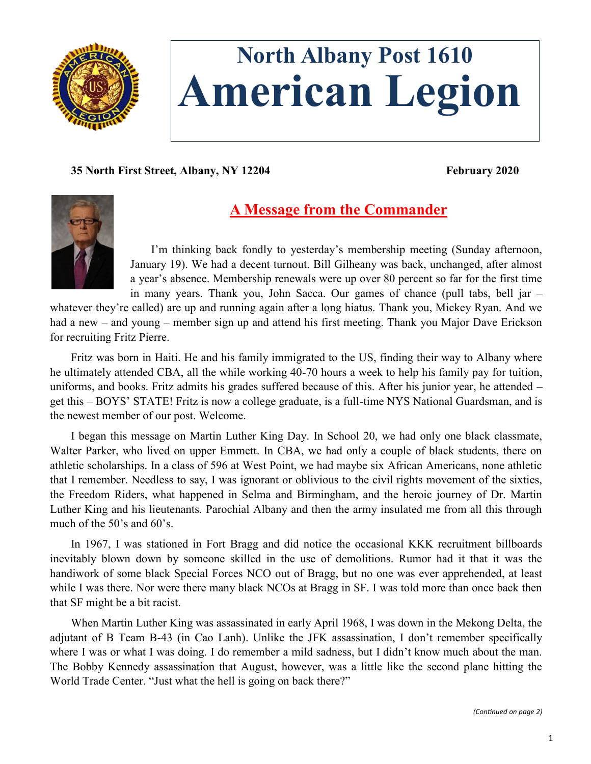# North Albany Post 1610
# American Legion

**35 North First Street, Albany, NY 12204** **February 2020**

## A Message from the Commander

I'm thinking back fondly to yesterday's membership meeting (Sunday afternoon, January 19). We had a decent turnout. Bill Gilheany was back, unchanged, after almost a year's absence. Membership renewals were up over 80 percent so far for the first time in many years. Thank you, John Sacca. Our games of chance (pull tabs, bell jar – whatever they're called) are up and running again after a long hiatus. Thank you, Mickey Ryan. And we had a new – and young – member sign up and attend his first meeting. Thank you Major Dave Erickson for recruiting Fritz Pierre.

Fritz was born in Haiti. He and his family immigrated to the US, finding their way to Albany where he ultimately attended CBA, all the while working 40-70 hours a week to help his family pay for tuition, uniforms, and books. Fritz admits his grades suffered because of this. After his junior year, he attended – get this – BOYS' STATE! Fritz is now a college graduate, is a full-time NYS National Guardsman, and is the newest member of our post. Welcome.

I began this message on Martin Luther King Day. In School 20, we had only one black classmate, Walter Parker, who lived on upper Emmett. In CBA, we had only a couple of black students, there on athletic scholarships. In a class of 596 at West Point, we had maybe six African Americans, none athletic that I remember. Needless to say, I was ignorant or oblivious to the civil rights movement of the sixties, the Freedom Riders, what happened in Selma and Birmingham, and the heroic journey of Dr. Martin Luther King and his lieutenants. Parochial Albany and then the army insulated me from all this through much of the 50's and 60's.

In 1967, I was stationed in Fort Bragg and did notice the occasional KKK recruitment billboards inevitably blown down by someone skilled in the use of demolitions. Rumor had it that it was the handiwork of some black Special Forces NCO out of Bragg, but no one was ever apprehended, at least while I was there. Nor were there many black NCOs at Bragg in SF. I was told more than once back then that SF might be a bit racist.

When Martin Luther King was assassinated in early April 1968, I was down in the Mekong Delta, the adjutant of B Team B-43 (in Cao Lanh). Unlike the JFK assassination, I don't remember specifically where I was or what I was doing. I do remember a mild sadness, but I didn't know much about the man. The Bobby Kennedy assassination that August, however, was a little like the second plane hitting the World Trade Center. "Just what the hell is going on back there?"

*(Continued on page 2)*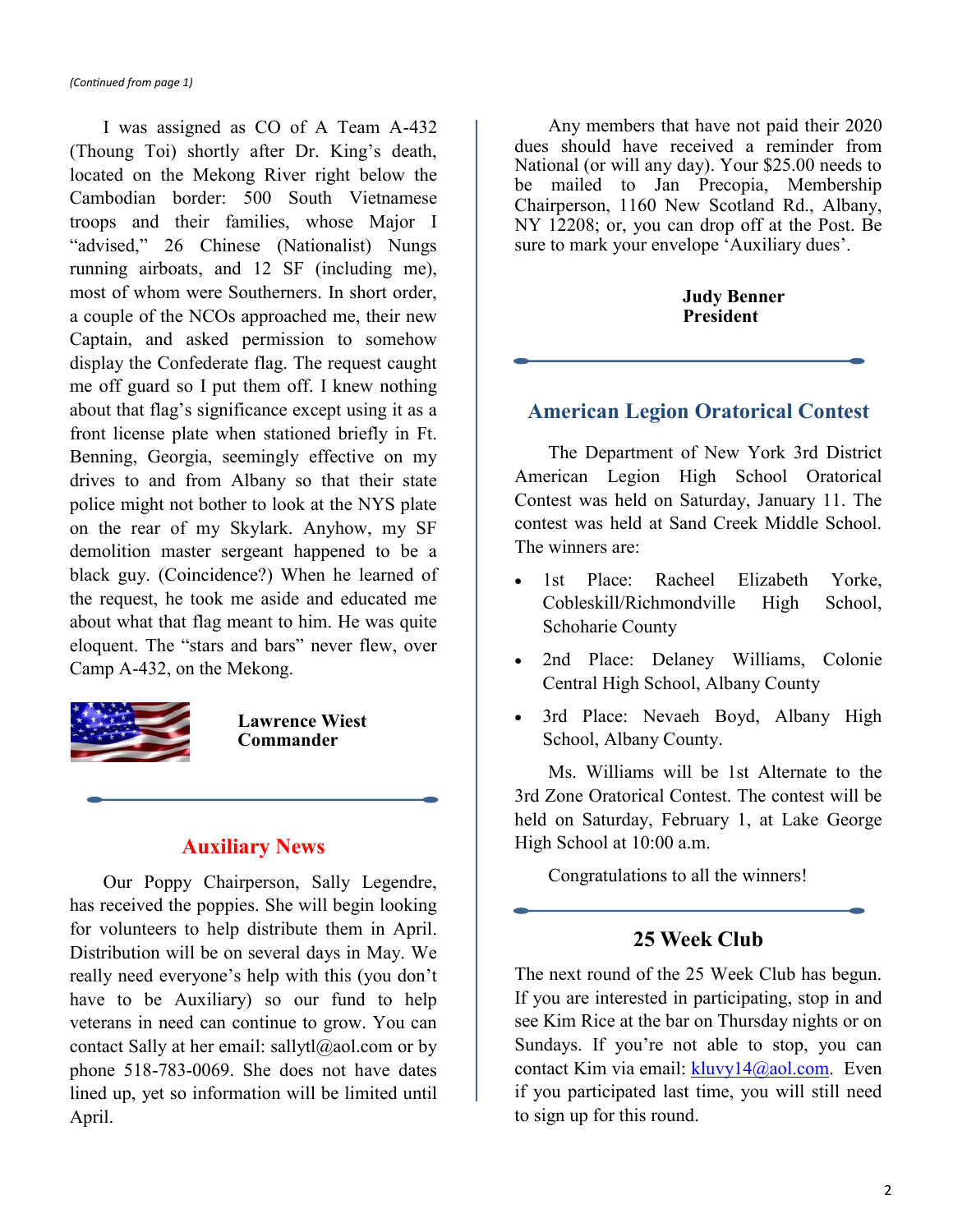*(Continued from page 1)*

I was assigned as CO of A Team A-432 (Thoung Toi) shortly after Dr. King's death, located on the Mekong River right below the Cambodian border: 500 South Vietnamese troops and their families, whose Major I "advised," 26 Chinese (Nationalist) Nungs running airboats, and 12 SF (including me), most of whom were Southerners. In short order, a couple of the NCOs approached me, their new Captain, and asked permission to somehow display the Confederate flag. The request caught me off guard so I put them off. I knew nothing about that flag's significance except using it as a front license plate when stationed briefly in Ft. Benning, Georgia, seemingly effective on my drives to and from Albany so that their state police might not bother to look at the NYS plate on the rear of my Skylark. Anyhow, my SF demolition master sergeant happened to be a black guy. (Coincidence?) When he learned of the request, he took me aside and educated me about what that flag meant to him. He was quite eloquent. The "stars and bars" never flew, over Camp A-432, on the Mekong.

**Lawrence Wiest**
**Commander**

## Auxiliary News

Our Poppy Chairperson, Sally Legendre, has received the poppies. She will begin looking for volunteers to help distribute them in April. Distribution will be on several days in May. We really need everyone's help with this (you don't have to be Auxiliary) so our fund to help veterans in need can continue to grow. You can contact Sally at her email: sallytl@aol.com or by phone 518-783-0069. She does not have dates lined up, yet so information will be limited until April.

Any members that have not paid their 2020 dues should have received a reminder from National (or will any day). Your $25.00 needs to be mailed to Jan Precopia, Membership Chairperson, 1160 New Scotland Rd., Albany, NY 12208; or, you can drop off at the Post. Be sure to mark your envelope 'Auxiliary dues'.

**Judy Benner**
**President**

## American Legion Oratorical Contest

The Department of New York 3rd District American Legion High School Oratorical Contest was held on Saturday, January 11. The contest was held at Sand Creek Middle School. The winners are:

- 1st Place: Racheel Elizabeth Yorke, Cobleskill/Richmondville High School, Schoharie County
- 2nd Place: Delaney Williams, Colonie Central High School, Albany County
- 3rd Place: Nevaeh Boyd, Albany High School, Albany County.

Ms. Williams will be 1st Alternate to the 3rd Zone Oratorical Contest. The contest will be held on Saturday, February 1, at Lake George High School at 10:00 a.m.

Congratulations to all the winners!

## 25 Week Club

The next round of the 25 Week Club has begun. If you are interested in participating, stop in and see Kim Rice at the bar on Thursday nights or on Sundays. If you're not able to stop, you can contact Kim via email: kluvy14@aol.com. Even if you participated last time, you will still need to sign up for this round.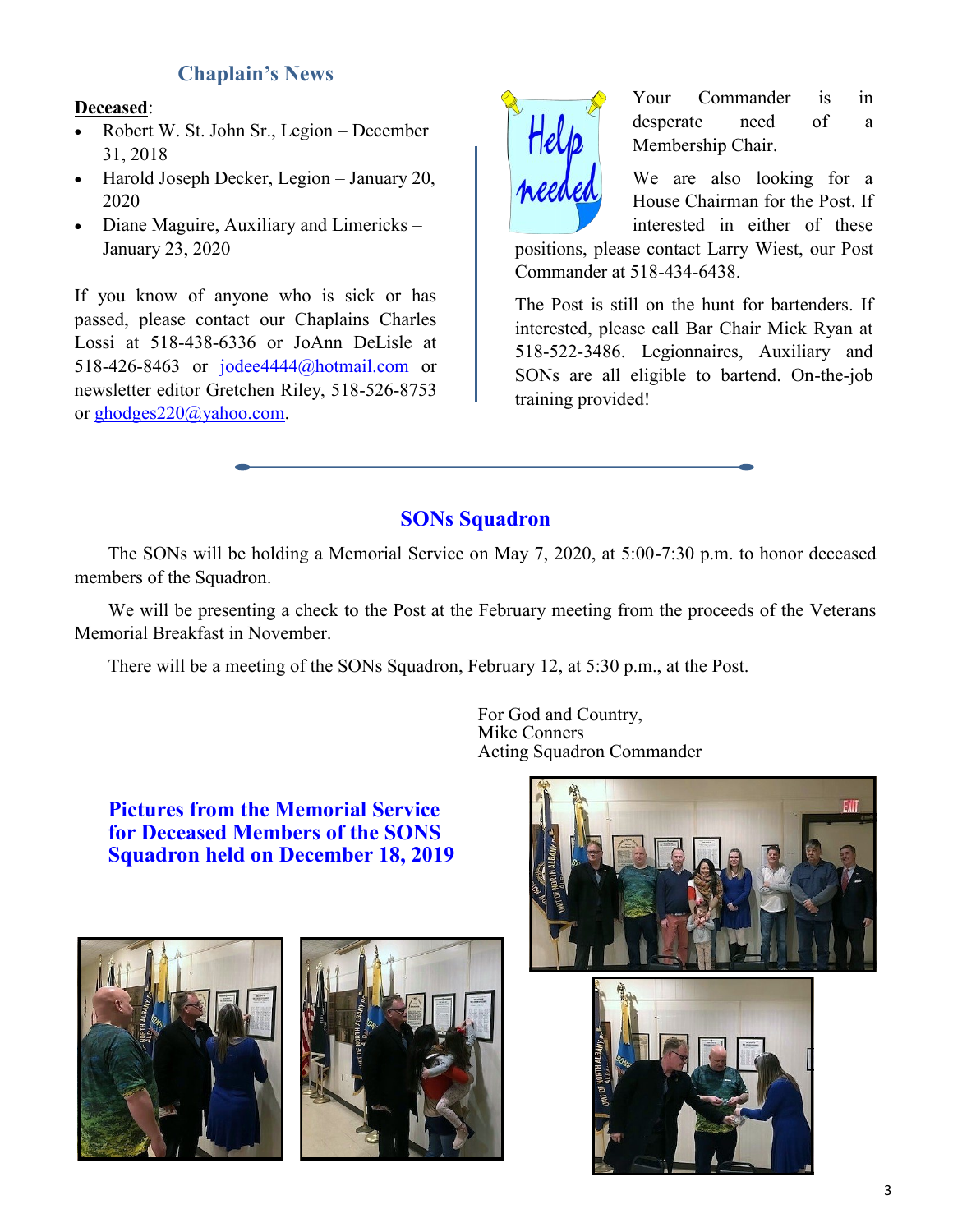## Chaplain's News

**Deceased**:

- Robert W. St. John Sr., Legion – December 31, 2018
- Harold Joseph Decker, Legion – January 20, 2020
- Diane Maguire, Auxiliary and Limericks – January 23, 2020

If you know of anyone who is sick or has passed, please contact our Chaplains Charles Lossi at 518-438-6336 or JoAnn DeLisle at 518-426-8463 or jodee4444@hotmail.com or newsletter editor Gretchen Riley, 518-526-8753 or ghodges220@yahoo.com.

Your Commander is in desperate need of a Membership Chair.

We are also looking for a House Chairman for the Post. If interested in either of these positions, please contact Larry Wiest, our Post Commander at 518-434-6438.

The Post is still on the hunt for bartenders. If interested, please call Bar Chair Mick Ryan at 518-522-3486. Legionnaires, Auxiliary and SONs are all eligible to bartend. On-the-job training provided!

## SONs Squadron

The SONs will be holding a Memorial Service on May 7, 2020, at 5:00-7:30 p.m. to honor deceased members of the Squadron.

We will be presenting a check to the Post at the February meeting from the proceeds of the Veterans Memorial Breakfast in November.

There will be a meeting of the SONs Squadron, February 12, at 5:30 p.m., at the Post.

For God and Country,
Mike Conners
Acting Squadron Commander

### Pictures from the Memorial Service for Deceased Members of the SONS Squadron held on December 18, 2019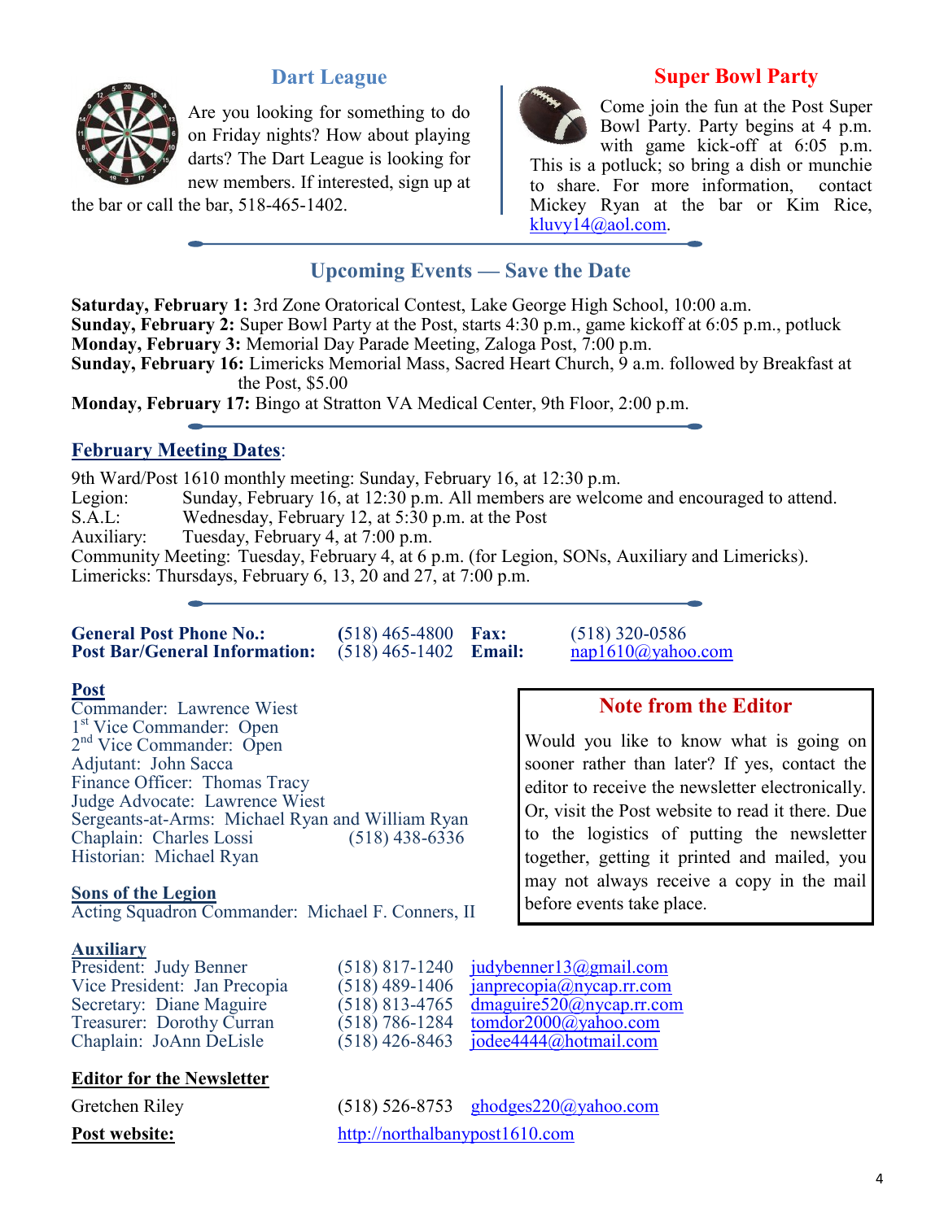## Dart League

Are you looking for something to do on Friday nights? How about playing darts? The Dart League is looking for new members. If interested, sign up at the bar or call the bar, 518-465-1402.

## Super Bowl Party

Come join the fun at the Post Super Bowl Party. Party begins at 4 p.m. with game kick-off at 6:05 p.m. This is a potluck; so bring a dish or munchie to share. For more information, contact Mickey Ryan at the bar or Kim Rice, kluvy14@aol.com.

## Upcoming Events — Save the Date

**Saturday, February 1:** 3rd Zone Oratorical Contest, Lake George High School, 10:00 a.m.
**Sunday, February 2:** Super Bowl Party at the Post, starts 4:30 p.m., game kickoff at 6:05 p.m., potluck
**Monday, February 3:** Memorial Day Parade Meeting, Zaloga Post, 7:00 p.m.
**Sunday, February 16:** Limericks Memorial Mass, Sacred Heart Church, 9 a.m. followed by Breakfast at the Post, $5.00
**Monday, February 17:** Bingo at Stratton VA Medical Center, 9th Floor, 2:00 p.m.

## February Meeting Dates:

9th Ward/Post 1610 monthly meeting: Sunday, February 16, at 12:30 p.m.
Legion: Sunday, February 16, at 12:30 p.m. All members are welcome and encouraged to attend.
S.A.L: Wednesday, February 12, at 5:30 p.m. at the Post
Auxiliary: Tuesday, February 4, at 7:00 p.m.
Community Meeting: Tuesday, February 4, at 6 p.m. (for Legion, SONs, Auxiliary and Limericks).
Limericks: Thursdays, February 6, 13, 20 and 27, at 7:00 p.m.

**General Post Phone No.:** (518) 465-4800 **Fax:** (518) 320-0586
**Post Bar/General Information:** (518) 465-1402 **Email:** nap1610@yahoo.com

**Post**
Commander: Lawrence Wiest
1st Vice Commander: Open
2nd Vice Commander: Open
Adjutant: John Sacca
Finance Officer: Thomas Tracy
Judge Advocate: Lawrence Wiest
Sergeants-at-Arms: Michael Ryan and William Ryan
Chaplain: Charles Lossi (518) 438-6336
Historian: Michael Ryan

**Sons of the Legion**
Acting Squadron Commander: Michael F. Conners, II

### Note from the Editor

Would you like to know what is going on sooner rather than later? If yes, contact the editor to receive the newsletter electronically. Or, visit the Post website to read it there. Due to the logistics of putting the newsletter together, getting it printed and mailed, you may not always receive a copy in the mail before events take place.

**Auxiliary**

| | | |
|---|---|---|
| President: Judy Benner | (518) 817-1240 | judybenner13@gmail.com |
| Vice President: Jan Precopia | (518) 489-1406 | janprecopia@nycap.rr.com |
| Secretary: Diane Maguire | (518) 813-4765 | dmaguire520@nycap.rr.com |
| Treasurer: Dorothy Curran | (518) 786-1284 | tomdor2000@yahoo.com |
| Chaplain: JoAnn DeLisle | (518) 426-8463 | jodee4444@hotmail.com |

**Editor for the Newsletter**

Gretchen Riley (518) 526-8753 ghodges220@yahoo.com

**Post website:** http://northalbanypost1610.com